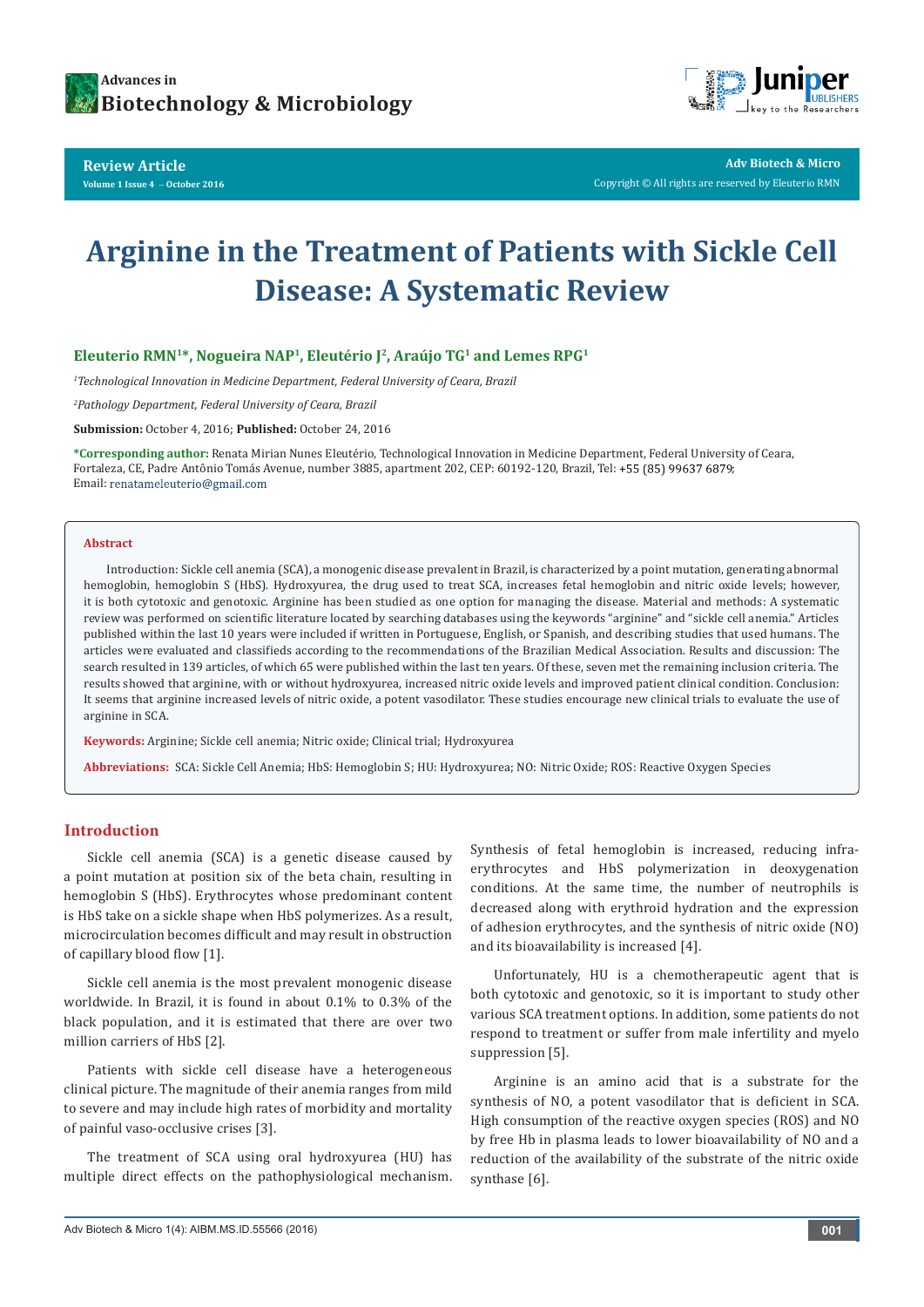Review Article

# Arginine in the Treatment of Patients with Sickle Cell Disease: A Systematic Review

**Eleuterio RMN[1]*, Nogueira NAP[1], Eleutério J[2], Araújo TG[1] and Lemes RPG[1]**

[1]*Technological Innovation in Medicine Department, Federal University of Ceara, Brazil*

[2]*Pathology Department, Federal University of Ceara, Brazil*

**Submission:** October 4, 2016; **Published:** October 24, 2016

***Corresponding author:** Renata Mirian Nunes Eleutério, Technological Innovation in Medicine Department, Federal University of Ceara, Fortaleza, CE, Padre Antônio Tomás Avenue, number 3885, apartment 202, CEP: 60192-120, Brazil, Tel: +55 (85) 99637 6879; Email: renatameleuterio@gmail.com

**Abstract**

Introduction: Sickle cell anemia (SCA), a monogenic disease prevalent in Brazil, is characterized by a point mutation, generating abnormal hemoglobin, hemoglobin S (HbS). Hydroxyurea, the drug used to treat SCA, increases fetal hemoglobin and nitric oxide levels; however, it is both cytotoxic and genotoxic. Arginine has been studied as one option for managing the disease. Material and methods: A systematic review was performed on scientific literature located by searching databases using the keywords "arginine" and "sickle cell anemia." Articles published within the last 10 years were included if written in Portuguese, English, or Spanish, and describing studies that used humans. The articles were evaluated and classifieds according to the recommendations of the Brazilian Medical Association. Results and discussion: The search resulted in 139 articles, of which 65 were published within the last ten years. Of these, seven met the remaining inclusion criteria. The results showed that arginine, with or without hydroxyurea, increased nitric oxide levels and improved patient clinical condition. Conclusion: It seems that arginine increased levels of nitric oxide, a potent vasodilator. These studies encourage new clinical trials to evaluate the use of arginine in SCA.

**Keywords:** Arginine; Sickle cell anemia; Nitric oxide; Clinical trial; Hydroxyurea

**Abbreviations:** SCA: Sickle Cell Anemia; HbS: Hemoglobin S; HU: Hydroxyurea; NO: Nitric Oxide; ROS: Reactive Oxygen Species

## Introduction

Sickle cell anemia (SCA) is a genetic disease caused by a point mutation at position six of the beta chain, resulting in hemoglobin S (HbS). Erythrocytes whose predominant content is HbS take on a sickle shape when HbS polymerizes. As a result, microcirculation becomes difficult and may result in obstruction of capillary blood flow [1].

Sickle cell anemia is the most prevalent monogenic disease worldwide. In Brazil, it is found in about 0.1% to 0.3% of the black population, and it is estimated that there are over two million carriers of HbS [2].

Patients with sickle cell disease have a heterogeneous clinical picture. The magnitude of their anemia ranges from mild to severe and may include high rates of morbidity and mortality of painful vaso-occlusive crises [3].

The treatment of SCA using oral hydroxyurea (HU) has multiple direct effects on the pathophysiological mechanism. Synthesis of fetal hemoglobin is increased, reducing infra-erythrocytes and HbS polymerization in deoxygenation conditions. At the same time, the number of neutrophils is decreased along with erythroid hydration and the expression of adhesion erythrocytes, and the synthesis of nitric oxide (NO) and its bioavailability is increased [4].

Unfortunately, HU is a chemotherapeutic agent that is both cytotoxic and genotoxic, so it is important to study other various SCA treatment options. In addition, some patients do not respond to treatment or suffer from male infertility and myelo suppression [5].

Arginine is an amino acid that is a substrate for the synthesis of NO, a potent vasodilator that is deficient in SCA. High consumption of the reactive oxygen species (ROS) and NO by free Hb in plasma leads to lower bioavailability of NO and a reduction of the availability of the substrate of the nitric oxide synthase [6].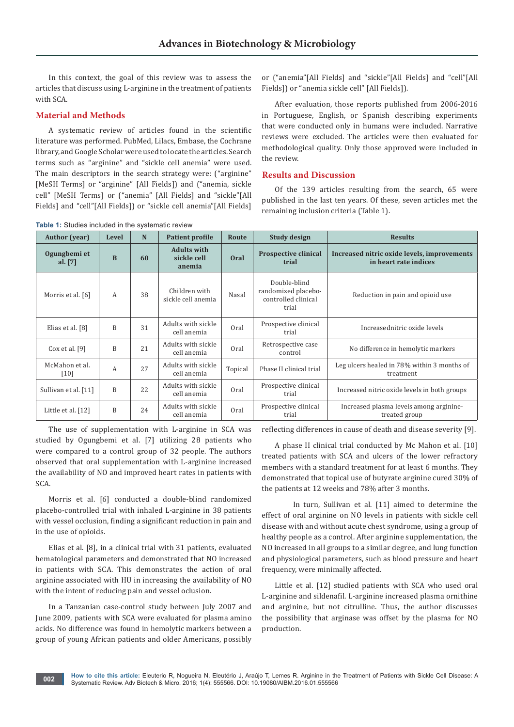In this context, the goal of this review was to assess the articles that discuss using L-arginine in the treatment of patients with SCA.

## Material and Methods

A systematic review of articles found in the scientific literature was performed. PubMed, Lilacs, Embase, the Cochrane library, and Google Scholar were used to locate the articles. Search terms such as "arginine" and "sickle cell anemia" were used. The main descriptors in the search strategy were: ("arginine" [MeSH Terms] or "arginine" [All Fields]) and ("anemia, sickle cell" [MeSH Terms] or ("anemia" [All Fields] and "sickle"[All Fields] and "cell"[All Fields]) or "sickle cell anemia"[All Fields] or ("anemia"[All Fields] and "sickle"[All Fields] and "cell"[All Fields]) or "anemia sickle cell" [All Fields]).

After evaluation, those reports published from 2006-2016 in Portuguese, English, or Spanish describing experiments that were conducted only in humans were included. Narrative reviews were excluded. The articles were then evaluated for methodological quality. Only those approved were included in the review.

## Results and Discussion

Of the 139 articles resulting from the search, 65 were published in the last ten years. Of these, seven articles met the remaining inclusion criteria (Table 1).

**Table 1:** Studies included in the systematic review

| Author (year) | Level | N | Patient profile | Route | Study design | Results |
|---|---|---|---|---|---|---|
| **Ogungbemi et al. [7]** | **B** | **60** | **Adults with sickle cell anemia** | **Oral** | **Prospective clinical trial** | **Increased nitric oxide levels, improvements in heart rate indices** |
| Morris et al. [6] | A | 38 | Children with sickle cell anemia | Nasal | Double-blind randomized placebo-controlled clinical trial | Reduction in pain and opioid use |
| Elias et al. [8] | B | 31 | Adults with sickle cell anemia | Oral | Prospective clinical trial | Increasednitric oxide levels |
| Cox et al. [9] | B | 21 | Adults with sickle cell anemia | Oral | Retrospective case control | No difference in hemolytic markers |
| McMahon et al. [10] | A | 27 | Adults with sickle cell anemia | Topical | Phase II clinical trial | Leg ulcers healed in 78% within 3 months of treatment |
| Sullivan et al. [11] | B | 22 | Adults with sickle cell anemia | Oral | Prospective clinical trial | Increased nitric oxide levels in both groups |
| Little et al. [12] | B | 24 | Adults with sickle cell anemia | Oral | Prospective clinical trial | Increased plasma levels among arginine-treated group |

The use of supplementation with L-arginine in SCA was studied by Ogungbemi et al. [7] utilizing 28 patients who were compared to a control group of 32 people. The authors observed that oral supplementation with L-arginine increased the availability of NO and improved heart rates in patients with SCA.

Morris et al. [6] conducted a double-blind randomized placebo-controlled trial with inhaled L-arginine in 38 patients with vessel occlusion, finding a significant reduction in pain and in the use of opioids.

Elias et al. [8], in a clinical trial with 31 patients, evaluated hematological parameters and demonstrated that NO increased in patients with SCA. This demonstrates the action of oral arginine associated with HU in increasing the availability of NO with the intent of reducing pain and vessel occlusion.

In a Tanzanian case-control study between July 2007 and June 2009, patients with SCA were evaluated for plasma amino acids. No difference was found in hemolytic markers between a group of young African patients and older Americans, possibly reflecting differences in cause of death and disease severity [9].

A phase II clinical trial conducted by Mc Mahon et al. [10] treated patients with SCA and ulcers of the lower refractory members with a standard treatment for at least 6 months. They demonstrated that topical use of butyrate arginine cured 30% of the patients at 12 weeks and 78% after 3 months.

In turn, Sullivan et al. [11] aimed to determine the effect of oral arginine on NO levels in patients with sickle cell disease with and without acute chest syndrome, using a group of healthy people as a control. After arginine supplementation, the NO increased in all groups to a similar degree, and lung function and physiological parameters, such as blood pressure and heart frequency, were minimally affected.

Little et al. [12] studied patients with SCA who used oral L-arginine and sildenafil. L-arginine increased plasma ornithine and arginine, but not citrulline. Thus, the author discusses the possibility that arginase was offset by the plasma for NO production.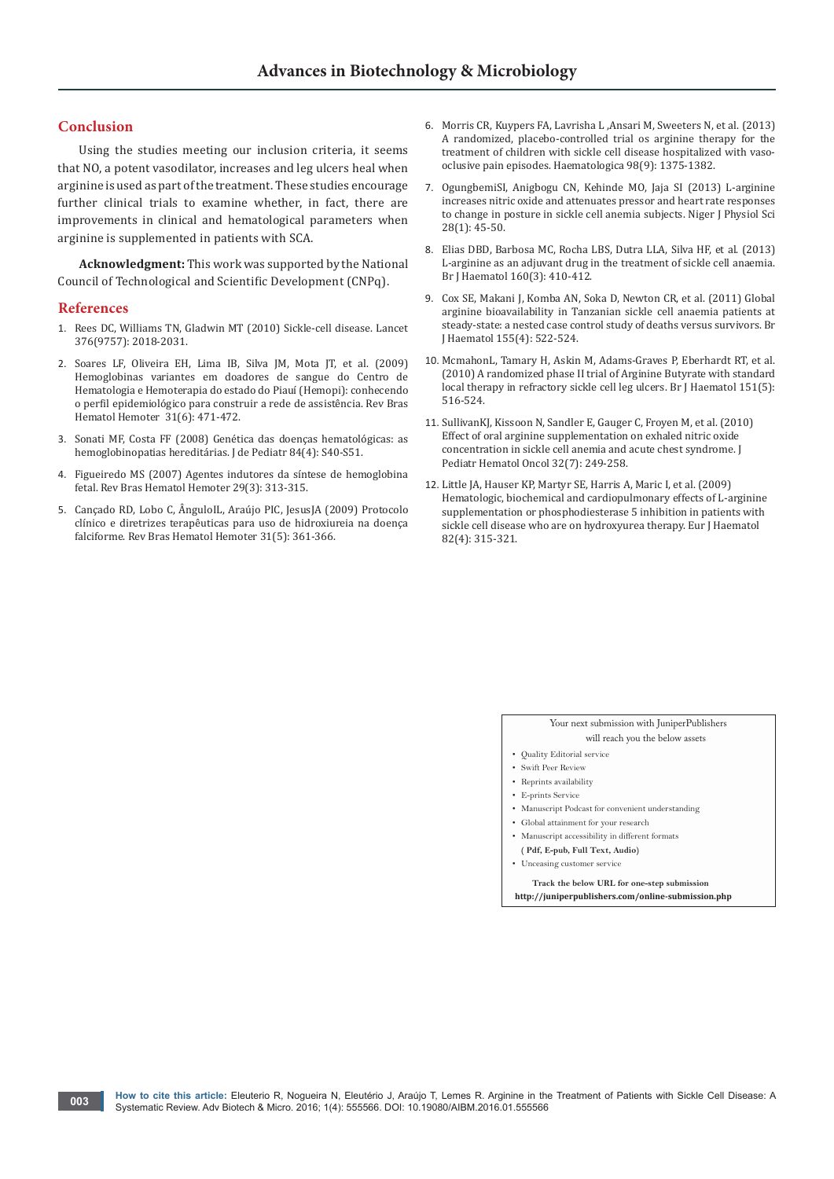## Conclusion

Using the studies meeting our inclusion criteria, it seems that NO, a potent vasodilator, increases and leg ulcers heal when arginine is used as part of the treatment. These studies encourage further clinical trials to examine whether, in fact, there are improvements in clinical and hematological parameters when arginine is supplemented in patients with SCA.

**Acknowledgment:** This work was supported by the National Council of Technological and Scientific Development (CNPq).

## References

1. Rees DC, Williams TN, Gladwin MT (2010) Sickle-cell disease. Lancet 376(9757): 2018-2031.
2. Soares LF, Oliveira EH, Lima IB, Silva JM, Mota JT, et al. (2009) Hemoglobinas variantes em doadores de sangue do Centro de Hematologia e Hemoterapia do estado do Piauí (Hemopi): conhecendo o perfil epidemiológico para construir a rede de assistência. Rev Bras Hematol Hemoter 31(6): 471-472.
3. Sonati MF, Costa FF (2008) Genética das doenças hematológicas: as hemoglobinopatias hereditárias. J de Pediatr 84(4): S40-S51.
4. Figueiredo MS (2007) Agentes indutores da síntese de hemoglobina fetal. Rev Bras Hematol Hemoter 29(3): 313-315.
5. Cançado RD, Lobo C, ÂnguloIL, Araújo PIC, JesusJA (2009) Protocolo clínico e diretrizes terapêuticas para uso de hidroxiureia na doença falciforme. Rev Bras Hematol Hemoter 31(5): 361-366.
6. Morris CR, Kuypers FA, Lavrisha L ,Ansari M, Sweeters N, et al. (2013) A randomized, placebo-controlled trial os arginine therapy for the treatment of children with sickle cell disease hospitalized with vaso-oclusive pain episodes. Haematologica 98(9): 1375-1382.
7. OgungbemiSI, Anigbogu CN, Kehinde MO, Jaja SI (2013) L-arginine increases nitric oxide and attenuates pressor and heart rate responses to change in posture in sickle cell anemia subjects. Niger J Physiol Sci 28(1): 45-50.
8. Elias DBD, Barbosa MC, Rocha LBS, Dutra LLA, Silva HF, et al. (2013) L-arginine as an adjuvant drug in the treatment of sickle cell anaemia. Br J Haematol 160(3): 410-412.
9. Cox SE, Makani J, Komba AN, Soka D, Newton CR, et al. (2011) Global arginine bioavailability in Tanzanian sickle cell anaemia patients at steady-state: a nested case control study of deaths versus survivors. Br J Haematol 155(4): 522-524.
10. McmahonL, Tamary H, Askin M, Adams-Graves P, Eberhardt RT, et al. (2010) A randomized phase II trial of Arginine Butyrate with standard local therapy in refractory sickle cell leg ulcers. Br J Haematol 151(5): 516-524.
11. SullivanKJ, Kissoon N, Sandler E, Gauger C, Froyen M, et al. (2010) Effect of oral arginine supplementation on exhaled nitric oxide concentration in sickle cell anemia and acute chest syndrome. J Pediatr Hematol Oncol 32(7): 249-258.
12. Little JA, Hauser KP, Martyr SE, Harris A, Maric I, et al. (2009) Hematologic, biochemical and cardiopulmonary effects of L-arginine supplementation or phosphodiesterase 5 inhibition in patients with sickle cell disease who are on hydroxyurea therapy. Eur J Haematol 82(4): 315-321.

Your next submission with JuniperPublishers will reach you the below assets

- Quality Editorial service
- Swift Peer Review
- Reprints availability
- E-prints Service
- Manuscript Podcast for convenient understanding
- Global attainment for your research
- Manuscript accessibility in different formats
  **( Pdf, E-pub, Full Text, Audio)**
- Unceasing customer service

**Track the below URL for one-step submission**
**http://juniperpublishers.com/online-submission.php**

**How to cite this article:** Eleuterio R, Nogueira N, Eleutério J, Araújo T, Lemes R. Arginine in the Treatment of Patients with Sickle Cell Disease: A Systematic Review. Adv Biotech & Micro. 2016; 1(4): 555566. DOI: 10.19080/AIBM.2016.01.555566